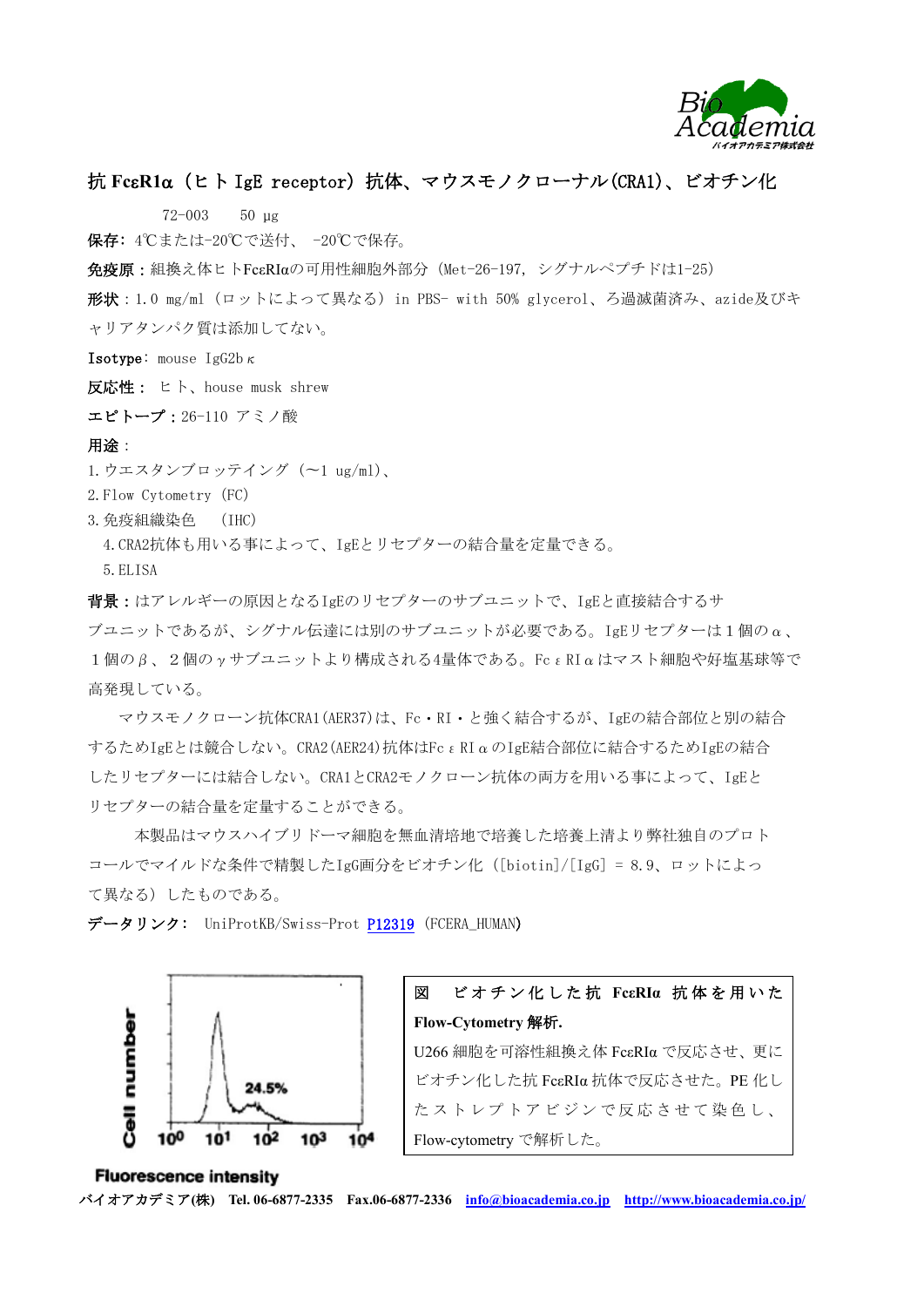# 抗 FcεR1α（ヒト IgE receptor）抗体、マウスモノクローナル(CRA1)、ビオチン化

72-003　50 μg

**保存**: 4℃または-20℃で送付、 -20℃で保存。

**免疫原**：組換え体ヒトFcεRIαの可用性細胞外部分（Met-26-197, シグナルペプチドは1-25）

**形状**：1.0 mg/ml（ロットによって異なる）in PBS- with 50% glycerol、ろ過滅菌済み、azide及びキャリアタンパク質は添加してない。

**Isotype**: mouse IgG2b κ

**反応性**： ヒト、house musk shrew

**エピトープ**：26-110 アミノ酸

**用途**：

1. ウエスタンブロッティング（〜1 ug/ml）、
2. Flow Cytometry (FC)
3. 免疫組織染色　(IHC)
4. CRA2抗体も用いる事によって、IgEとリセプターの結合量を定量できる。
5. ELISA

**背景**：はアレルギーの原因となるIgEのリセプターのサブユニットで、IgEと直接結合するサブユニットであるが、シグナル伝達には別のサブユニットが必要である。IgEリセプターは１個のα、１個のβ、２個のγサブユニットより構成される4量体である。FcεRIαはマスト細胞や好塩基球等で高発現している。

マウスモノクローン抗体CRA1(AER37)は、Fc・RI・と強く結合するが、IgEの結合部位と別の結合するためIgEとは競合しない。CRA2(AER24)抗体はFcεRIαのIgE結合部位に結合するためIgEの結合したリセプターには結合しない。CRA1とCRA2モノクローン抗体の両方を用いる事によって、IgEとリセプターの結合量を定量することができる。

本製品はマウスハイブリドーマ細胞を無血清培地で培養した培養上清より弊社独自のプロトコールでマイルドな条件で精製したIgG画分をビオチン化（[biotin]/[IgG] = 8.9、ロットによって異なる）したものである。

**データリンク**: UniProtKB/Swiss-Prot P12319 (FCERA_HUMAN)

Cell number

24.5%

$10^0$　$10^1$　$10^2$　$10^3$　$10^4$

Fluorescence intensity

**図　ビオチン化した抗 FcεRIα 抗体を用いた Flow-Cytometry 解析.**

U266 細胞を可溶性組換え体 FcεRIα で反応させ、更にビオチン化した抗 FcεRIα 抗体で反応させた。PE 化したストレプトアビジンで反応させて染色し、Flow-cytometry で解析した。

バイオアカデミア(株)　Tel. 06-6877-2335　Fax.06-6877-2336　info@bioacademia.co.jp　http://www.bioacademia.co.jp/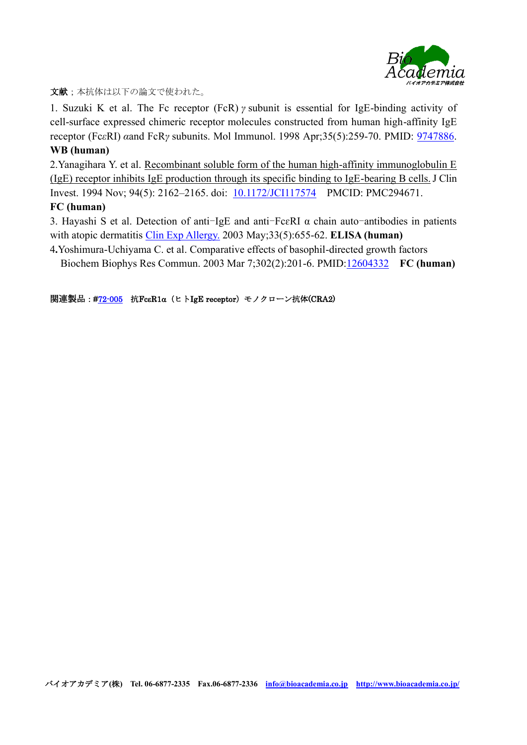**文献**；本抗体は以下の論文で使われた。

1. Suzuki K et al. The Fc receptor (FcR) *γ* subunit is essential for IgE-binding activity of cell-surface expressed chimeric receptor molecules constructed from human high-affinity IgE receptor (FcεRI) *α*and FcR*γ* subunits. Mol Immunol. 1998 Apr;35(5):259-70. PMID: 9747886.
**WB (human)**

2.Yanagihara Y. et al. Recombinant soluble form of the human high-affinity immunoglobulin E (IgE) receptor inhibits IgE production through its specific binding to IgE-bearing B cells. J Clin Invest. 1994 Nov; 94(5): 2162–2165. doi: 10.1172/JCI117574 PMCID: PMC294671.
**FC (human)**

3. Hayashi S et al. Detection of anti−IgE and anti−FcεRI α chain auto−antibodies in patients with atopic dermatitis Clin Exp Allergy. 2003 May;33(5):655-62. **ELISA (human)**

4.Yoshimura-Uchiyama C. et al. Comparative effects of basophil-directed growth factors Biochem Biophys Res Commun. 2003 Mar 7;302(2):201-6. PMID:12604332 **FC (human)**

**関連製品：#72-005 抗FcεR1α（ヒトIgE receptor）モノクローン抗体(CRA2)**

**バイオアカデミア(株) Tel. 06-6877-2335 Fax.06-6877-2336 info@bioacademia.co.jp http://www.bioacademia.co.jp/**